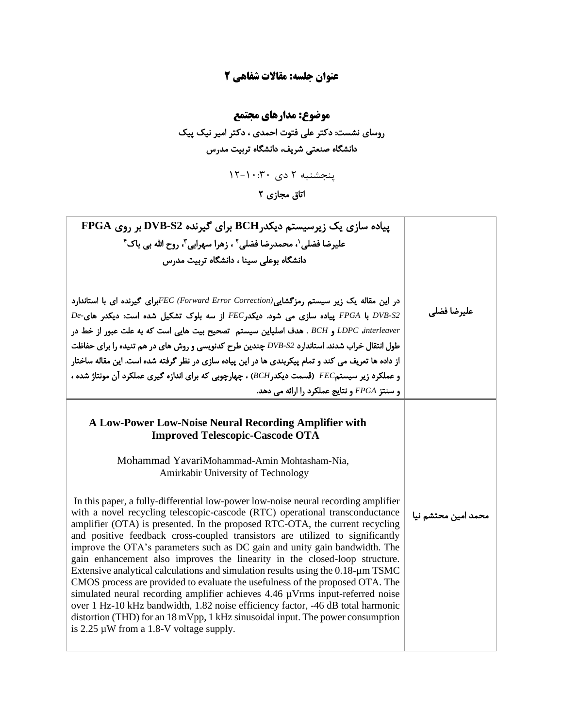## عنوان جلسه: مقالات شفاهی ۲

### موضوع: مدارهای مجتمع

**روسای نشست: دکتر علی فتوت احمدی ، دکتر امیر نیک پیک**

**دانشگاه صنعتی شریف، دانشگاه تربیت مدرس**

پنجشنبه ۲ دی ۱۰:۳۰-۱۲

**اتاق مجازی ۲**

| | |
|---|---|
| **پیاده سازی یک زیرسیستم دیکدرBCH برای گیرنده DVB-S2 بر روی FPGA**<br>**علیرضا فضلی[۱]، محمدرضا فضلی[۲] ، زهرا سهرابی[۳]، روح الله بی باک[۴]**<br>**دانشگاه بوعلی سینا ، دانشگاه تربیت مدرس**<br><br>**در این مقاله یک زیر سیستم رمزگشایی(*FEC (Forward Error Correction*برای گیرنده ای با استاندارد *DVB-S2* با *FPGA* پیاده سازی می شود. دیکدر*FEC* از سه بلوک تشکیل شده است: دیکدر های-*De-interleaver*، *LDPC* و *BCH* . هدف اصلیاین سیستم تصحیح بیت هایی است که به علت عبور از خط در طول انتقال خراب شدند. استاندارد *DVB-S2* چندین طرح کدنویسی و روش های در هم تنیده را برای حفاظت از داده ها تعریف می کند و تمام پیکربندی ها در این پیاده سازی در نظر گرفته شده است. این مقاله ساختار و عملکرد زیر سیستم*FEC* (قسمت دیکدر*BCH*) ، چهارچوبی که برای اندازه گیری عملکرد آن مونتاژ شده ، و سنتز *FPGA* و نتایج عملکرد را ارائه می دهد.** | علیرضا فضلی |
| **A Low-Power Low-Noise Neural Recording Amplifier with Improved Telescopic-Cascode OTA**<br><br>Mohammad YavariMohammad-Amin Mohtasham-Nia,<br>Amirkabir University of Technology<br><br>In this paper, a fully-differential low-power low-noise neural recording amplifier with a novel recycling telescopic-cascode (RTC) operational transconductance amplifier (OTA) is presented. In the proposed RTC-OTA, the current recycling and positive feedback cross-coupled transistors are utilized to significantly improve the OTA's parameters such as DC gain and unity gain bandwidth. The gain enhancement also improves the linearity in the closed-loop structure. Extensive analytical calculations and simulation results using the 0.18-µm TSMC CMOS process are provided to evaluate the usefulness of the proposed OTA. The simulated neural recording amplifier achieves 4.46 µVrms input-referred noise over 1 Hz-10 kHz bandwidth, 1.82 noise efficiency factor, -46 dB total harmonic distortion (THD) for an 18 mVpp, 1 kHz sinusoidal input. The power consumption is 2.25 µW from a 1.8-V voltage supply. | محمد امین محتشم نیا |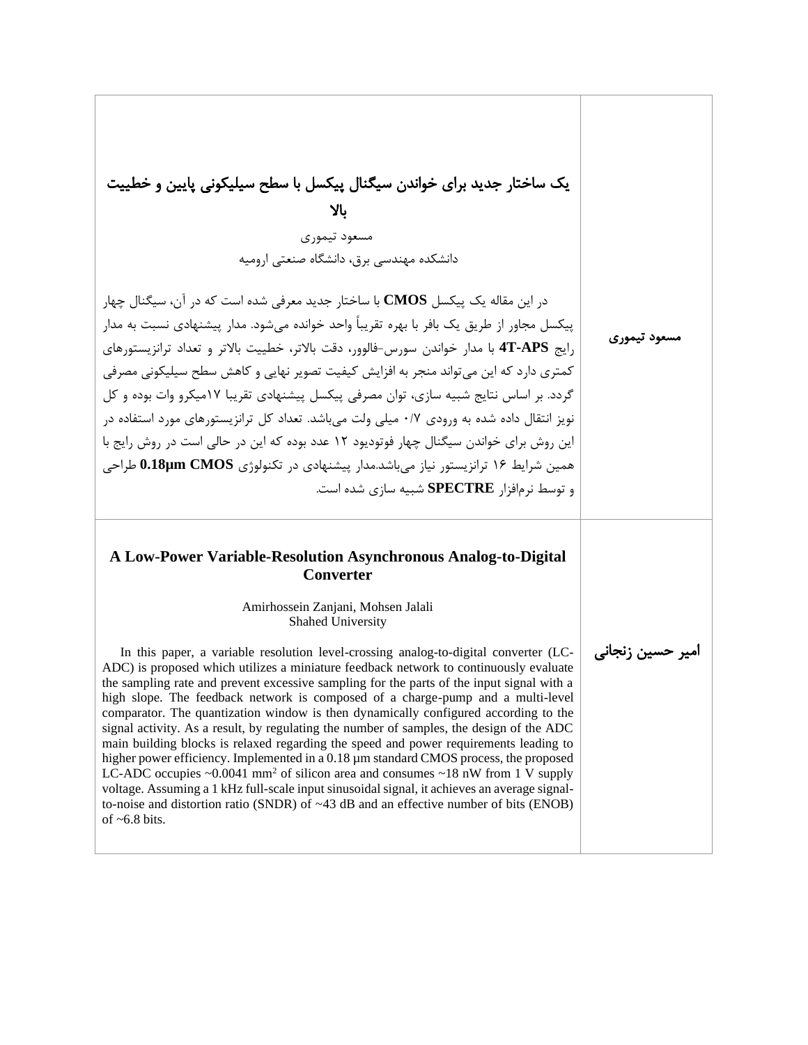| | |
|---|---|
| **یک ساختار جدید برای خواندن سیگنال پیکسل با سطح سیلیکونی پایین و خطییت بالا**<br><br>مسعود تیموری<br>دانشکده مهندسی برق، دانشگاه صنعتی ارومیه<br><br>در این مقاله یک پیکسل **CMOS** با ساختار جدید معرفی شده است که در آن، سیگنال چهار پیکسل مجاور از طریق یک بافر با بهره تقریباً واحد خوانده می‌شود. مدار پیشنهادی نسبت به مدار رایج **4T-APS** با مدار خواندن سورس-فالوور، دقت بالاتر، خطییت بالاتر و تعداد ترانزیستورهای کمتری دارد که این می‌تواند منجر به افزایش کیفیت تصویر نهایی و کاهش سطح سیلیکونی مصرفی گردد. بر اساس نتایج شبیه سازی، توان مصرفی پیکسل پیشنهادی تقریبا ۱۷میکرو وات بوده و کل نویز انتقال داده شده به ورودی ۰/۷ میلی ولت می‌باشد. تعداد کل ترانزیستورهای مورد استفاده در این روش برای خواندن سیگنال چهار فوتودیود ۱۲ عدد بوده که این در حالی است در روش رایج با همین شرایط ۱۶ ترانزیستور نیاز می‌باشد.مدار پیشنهادی در تکنولوژی **0.18µm CMOS** طراحی و توسط نرم‌افزار **SPECTRE** شبیه سازی شده است. | **مسعود تیموری** |
| **A Low-Power Variable-Resolution Asynchronous Analog-to-Digital Converter**<br><br>Amirhossein Zanjani, Mohsen Jalali<br>Shahed University<br><br>In this paper, a variable resolution level-crossing analog-to-digital converter (LC-ADC) is proposed which utilizes a miniature feedback network to continuously evaluate the sampling rate and prevent excessive sampling for the parts of the input signal with a high slope. The feedback network is composed of a charge-pump and a multi-level comparator. The quantization window is then dynamically configured according to the signal activity. As a result, by regulating the number of samples, the design of the ADC main building blocks is relaxed regarding the speed and power requirements leading to higher power efficiency. Implemented in a 0.18 µm standard CMOS process, the proposed LC-ADC occupies ~0.0041 mm$^2$ of silicon area and consumes ~18 nW from 1 V supply voltage. Assuming a 1 kHz full-scale input sinusoidal signal, it achieves an average signal-to-noise and distortion ratio (SNDR) of ~43 dB and an effective number of bits (ENOB) of ~6.8 bits. | **امیر حسین زنجانی** |